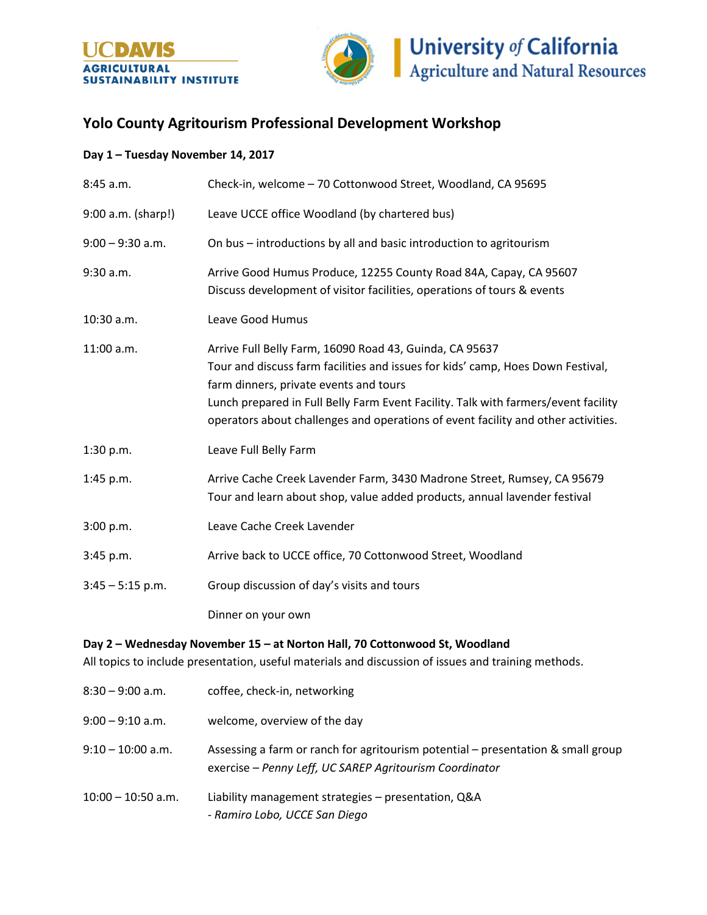UC DAVIS
AGRICULTURAL SUSTAINABILITY INSTITUTE

University *of* California
Agriculture and Natural Resources

## Yolo County Agritourism Professional Development Workshop

**Day 1 – Tuesday November 14, 2017**

| | |
|---|---|
| 8:45 a.m. | Check-in, welcome – 70 Cottonwood Street, Woodland, CA 95695 |
| 9:00 a.m. (sharp!) | Leave UCCE office Woodland (by chartered bus) |
| 9:00 – 9:30 a.m. | On bus – introductions by all and basic introduction to agritourism |
| 9:30 a.m. | Arrive Good Humus Produce, 12255 County Road 84A, Capay, CA 95607<br>Discuss development of visitor facilities, operations of tours & events |
| 10:30 a.m. | Leave Good Humus |
| 11:00 a.m. | Arrive Full Belly Farm, 16090 Road 43, Guinda, CA 95637<br>Tour and discuss farm facilities and issues for kids' camp, Hoes Down Festival, farm dinners, private events and tours<br>Lunch prepared in Full Belly Farm Event Facility. Talk with farmers/event facility operators about challenges and operations of event facility and other activities. |
| 1:30 p.m. | Leave Full Belly Farm |
| 1:45 p.m. | Arrive Cache Creek Lavender Farm, 3430 Madrone Street, Rumsey, CA 95679<br>Tour and learn about shop, value added products, annual lavender festival |
| 3:00 p.m. | Leave Cache Creek Lavender |
| 3:45 p.m. | Arrive back to UCCE office, 70 Cottonwood Street, Woodland |
| 3:45 – 5:15 p.m. | Group discussion of day's visits and tours |
| | Dinner on your own |

**Day 2 – Wednesday November 15 – at Norton Hall, 70 Cottonwood St, Woodland**
All topics to include presentation, useful materials and discussion of issues and training methods.

| | |
|---|---|
| 8:30 – 9:00 a.m. | coffee, check-in, networking |
| 9:00 – 9:10 a.m. | welcome, overview of the day |
| 9:10 – 10:00 a.m. | Assessing a farm or ranch for agritourism potential – presentation & small group exercise – *Penny Leff, UC SAREP Agritourism Coordinator* |
| 10:00 – 10:50 a.m. | Liability management strategies – presentation, Q&A<br>*- Ramiro Lobo, UCCE San Diego* |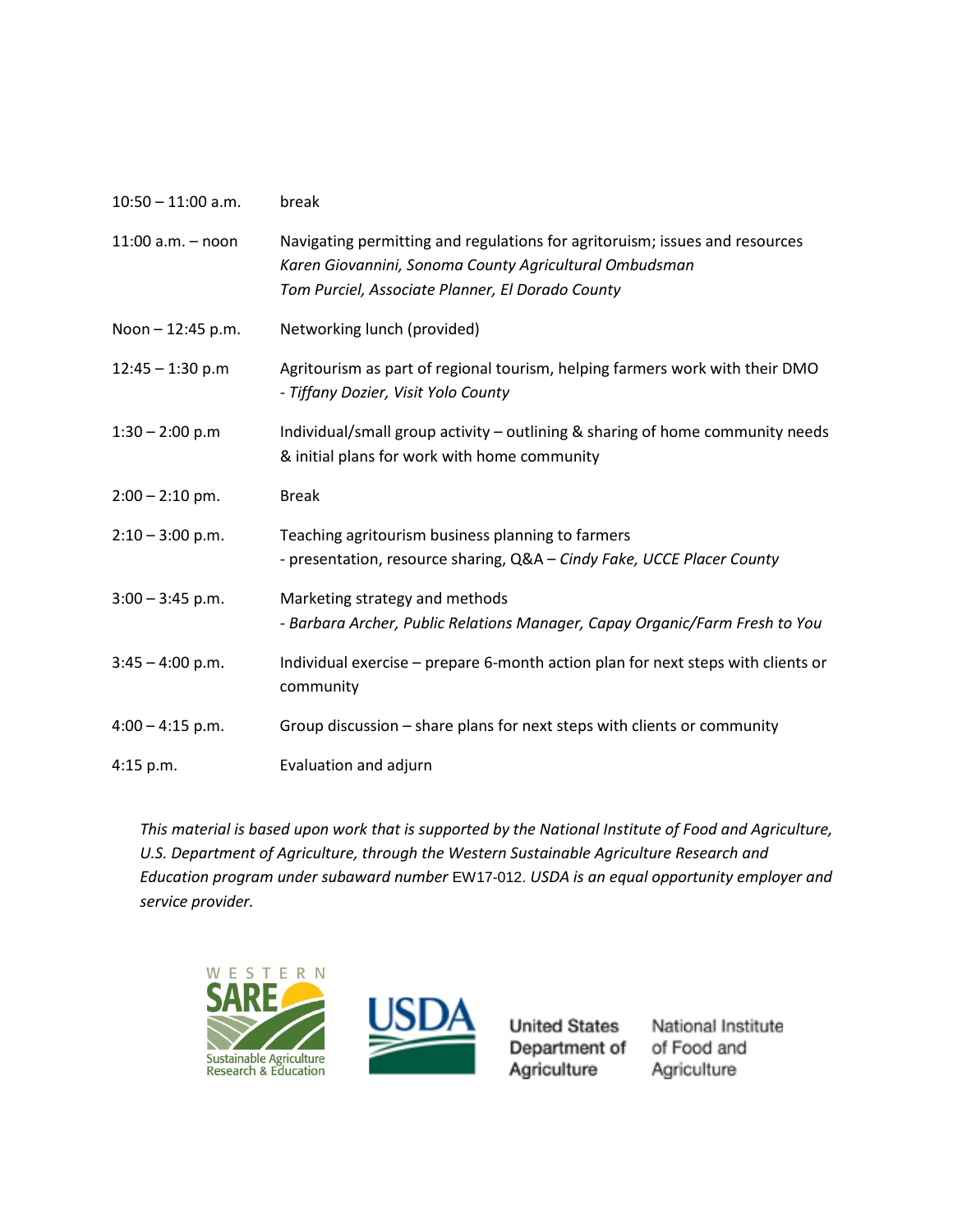| | |
|---|---|
| 10:50 – 11:00 a.m. | break |
| 11:00 a.m. – noon | Navigating permitting and regulations for agritoruism; issues and resources<br>*Karen Giovannini, Sonoma County Agricultural Ombudsman*<br>*Tom Purciel, Associate Planner, El Dorado County* |
| Noon – 12:45 p.m. | Networking lunch (provided) |
| 12:45 – 1:30 p.m | Agritourism as part of regional tourism, helping farmers work with their DMO<br>- *Tiffany Dozier, Visit Yolo County* |
| 1:30 – 2:00 p.m | Individual/small group activity – outlining & sharing of home community needs & initial plans for work with home community |
| 2:00 – 2:10 pm. | Break |
| 2:10 – 3:00 p.m. | Teaching agritourism business planning to farmers<br>- presentation, resource sharing, Q&A – *Cindy Fake, UCCE Placer County* |
| 3:00 – 3:45 p.m. | Marketing strategy and methods<br>- *Barbara Archer, Public Relations Manager, Capay Organic/Farm Fresh to You* |
| 3:45 – 4:00 p.m. | Individual exercise – prepare 6-month action plan for next steps with clients or community |
| 4:00 – 4:15 p.m. | Group discussion – share plans for next steps with clients or community |
| 4:15 p.m. | Evaluation and adjurn |

*This material is based upon work that is supported by the National Institute of Food and Agriculture, U.S. Department of Agriculture, through the Western Sustainable Agriculture Research and Education program under subaward number* EW17-012. *USDA is an equal opportunity employer and service provider.*

WESTERN SARE Sustainable Agriculture Research & Education

USDA United States Department of Agriculture National Institute of Food and Agriculture